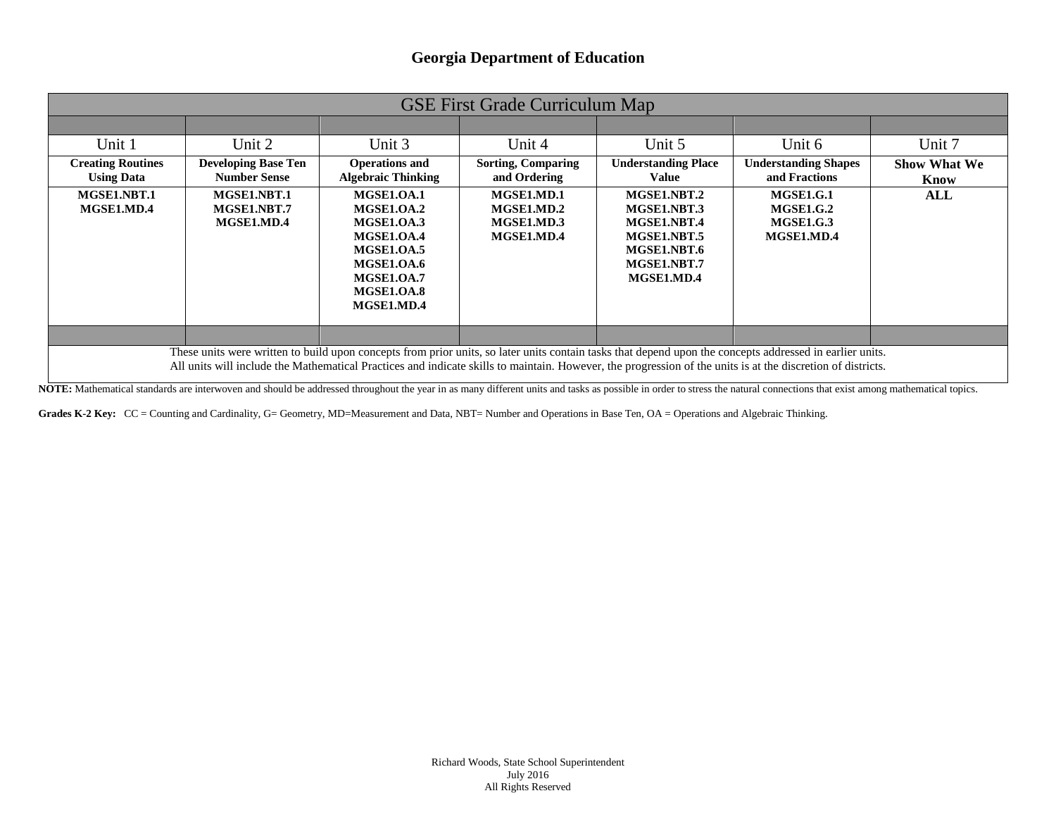## Georgia Department of Education

| GSE First Grade Curriculum Map | | | | | | |
|---|---|---|---|---|---|---|
| Unit 1 | Unit 2 | Unit 3 | Unit 4 | Unit 5 | Unit 6 | Unit 7 |
| **Creating Routines Using Data** | **Developing Base Ten Number Sense** | **Operations and Algebraic Thinking** | **Sorting, Comparing and Ordering** | **Understanding Place Value** | **Understanding Shapes and Fractions** | **Show What We Know** |
| **MGSE1.NBT.1**<br>**MGSE1.MD.4** | **MGSE1.NBT.1**<br>**MGSE1.NBT.7**<br>**MGSE1.MD.4** | **MGSE1.OA.1**<br>**MGSE1.OA.2**<br>**MGSE1.OA.3**<br>**MGSE1.OA.4**<br>**MGSE1.OA.5**<br>**MGSE1.OA.6**<br>**MGSE1.OA.7**<br>**MGSE1.OA.8**<br>**MGSE1.MD.4** | **MGSE1.MD.1**<br>**MGSE1.MD.2**<br>**MGSE1.MD.3**<br>**MGSE1.MD.4** | **MGSE1.NBT.2**<br>**MGSE1.NBT.3**<br>**MGSE1.NBT.4**<br>**MGSE1.NBT.5**<br>**MGSE1.NBT.6**<br>**MGSE1.NBT.7**<br>**MGSE1.MD.4** | **MGSE1.G.1**<br>**MGSE1.G.2**<br>**MGSE1.G.3**<br>**MGSE1.MD.4** | **ALL** |
| These units were written to build upon concepts from prior units, so later units contain tasks that depend upon the concepts addressed in earlier units. All units will include the Mathematical Practices and indicate skills to maintain. However, the progression of the units is at the discretion of districts. | | | | | | |

**NOTE:** Mathematical standards are interwoven and should be addressed throughout the year in as many different units and tasks as possible in order to stress the natural connections that exist among mathematical topics.

**Grades K-2 Key:** CC = Counting and Cardinality, G= Geometry, MD=Measurement and Data, NBT= Number and Operations in Base Ten, OA = Operations and Algebraic Thinking.

Richard Woods, State School Superintendent
July 2016
All Rights Reserved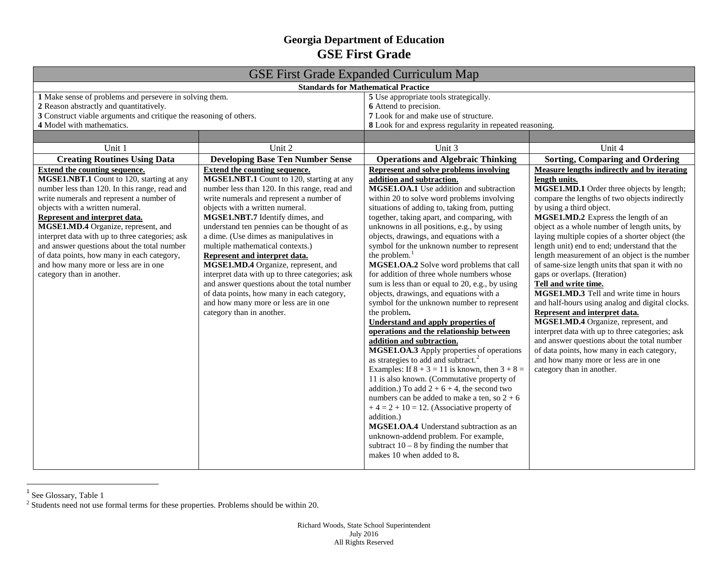# Georgia Department of Education
## GSE First Grade

| GSE First Grade Expanded Curriculum Map | | | |
|---|---|---|---|
| **Standards for Mathematical Practice** | | | |
| **1** Make sense of problems and persevere in solving them.<br>**2** Reason abstractly and quantitatively.<br>**3** Construct viable arguments and critique the reasoning of others.<br>**4** Model with mathematics. | | **5** Use appropriate tools strategically.<br>**6** Attend to precision.<br>**7** Look for and make use of structure.<br>**8** Look for and express regularity in repeated reasoning. | |
| | | | |
| Unit 1 | Unit 2 | Unit 3 | Unit 4 |
| **Creating Routines Using Data** | **Developing Base Ten Number Sense** | **Operations and Algebraic Thinking** | **Sorting, Comparing and Ordering** |
| **Extend the counting sequence.**<br>**MGSE1.NBT.1** Count to 120, starting at any number less than 120. In this range, read and write numerals and represent a number of objects with a written numeral.<br>**Represent and interpret data.**<br>**MGSE1.MD.4** Organize, represent, and interpret data with up to three categories; ask and answer questions about the total number of data points, how many in each category, and how many more or less are in one category than in another. | **Extend the counting sequence.**<br>**MGSE1.NBT.1** Count to 120, starting at any number less than 120. In this range, read and write numerals and represent a number of objects with a written numeral.<br>**MGSE1.NBT.7** Identify dimes, and understand ten pennies can be thought of as a dime. (Use dimes as manipulatives in multiple mathematical contexts.)<br>**Represent and interpret data.**<br>**MGSE1.MD.4** Organize, represent, and interpret data with up to three categories; ask and answer questions about the total number of data points, how many in each category, and how many more or less are in one category than in another. | **Represent and solve problems involving addition and subtraction.**<br>**MGSE1.OA.1** Use addition and subtraction within 20 to solve word problems involving situations of adding to, taking from, putting together, taking apart, and comparing, with unknowns in all positions, e.g., by using objects, drawings, and equations with a symbol for the unknown number to represent the problem.[1]<br>**MGSE1.OA.2** Solve word problems that call for addition of three whole numbers whose sum is less than or equal to 20, e.g., by using objects, drawings, and equations with a symbol for the unknown number to represent the problem.<br>**Understand and apply properties of operations and the relationship between addition and subtraction.**<br>**MGSE1.OA.3** Apply properties of operations as strategies to add and subtract.[2]<br>Examples: If $8 + 3 = 11$ is known, then $3 + 8 = 11$ is also known. (Commutative property of addition.) To add $2 + 6 + 4$, the second two numbers can be added to make a ten, so $2 + 6 + 4 = 2 + 10 = 12$. (Associative property of addition.)<br>**MGSE1.OA.4** Understand subtraction as an unknown-addend problem. For example, subtract $10 – 8$ by finding the number that makes 10 when added to 8. | **Measure lengths indirectly and by iterating length units.**<br>**MGSE1.MD.1** Order three objects by length; compare the lengths of two objects indirectly by using a third object.<br>**MGSE1.MD.2** Express the length of an object as a whole number of length units, by laying multiple copies of a shorter object (the length unit) end to end; understand that the length measurement of an object is the number of same-size length units that span it with no gaps or overlaps. (Iteration)<br>**Tell and write time.**<br>**MGSE1.MD.3** Tell and write time in hours and half-hours using analog and digital clocks.<br>**Represent and interpret data.**<br>**MGSE1.MD.4** Organize, represent, and interpret data with up to three categories; ask and answer questions about the total number of data points, how many in each category, and how many more or less are in one category than in another. |

[1] See Glossary, Table 1

[2] Students need not use formal terms for these properties. Problems should be within 20.

Richard Woods, State School Superintendent
July 2016
All Rights Reserved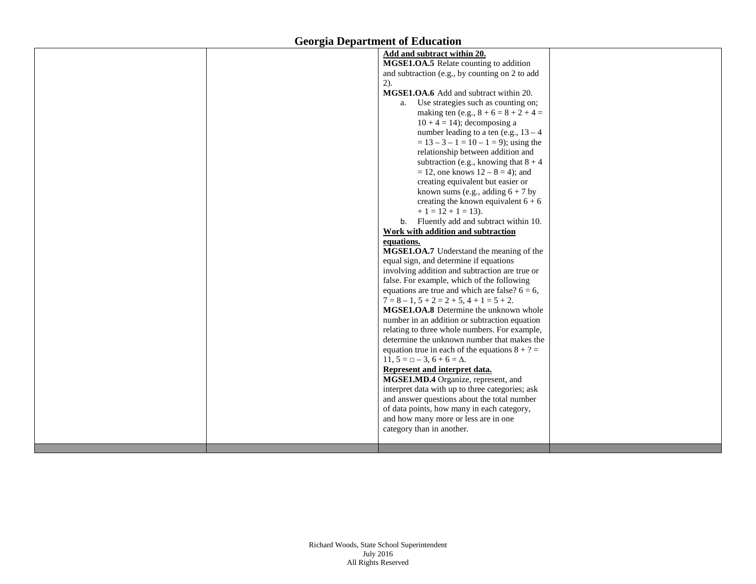| | | | |
|---|---|---|---|
| | | **Add and subtract within 20.**<br>**MGSE1.OA.5** Relate counting to addition and subtraction (e.g., by counting on 2 to add 2).<br>**MGSE1.OA.6** Add and subtract within 20.<br>a. Use strategies such as counting on; making ten (e.g., $8 + 6 = 8 + 2 + 4 = 10 + 4 = 14$); decomposing a number leading to a ten (e.g., $13 – 4 = 13 – 3 – 1 = 10 – 1 = 9$); using the relationship between addition and subtraction (e.g., knowing that $8 + 4 = 12$, one knows $12 – 8 = 4$); and creating equivalent but easier or known sums (e.g., adding $6 + 7$ by creating the known equivalent $6 + 6 + 1 = 12 + 1 = 13$).<br>b. Fluently add and subtract within 10.<br>**Work with addition and subtraction equations.**<br>**MGSE1.OA.7** Understand the meaning of the equal sign, and determine if equations involving addition and subtraction are true or false. For example, which of the following equations are true and which are false? $6 = 6$, $7 = 8 – 1$, $5 + 2 = 2 + 5$, $4 + 1 = 5 + 2$.<br>**MGSE1.OA.8** Determine the unknown whole number in an addition or subtraction equation relating to three whole numbers. For example, determine the unknown number that makes the equation true in each of the equations $8 + ? = 11$, $5 = \square – 3$, $6 + 6 = \Delta$.<br>**Represent and interpret data.**<br>**MGSE1.MD.4** Organize, represent, and interpret data with up to three categories; ask and answer questions about the total number of data points, how many in each category, and how many more or less are in one category than in another. | |
| | | | |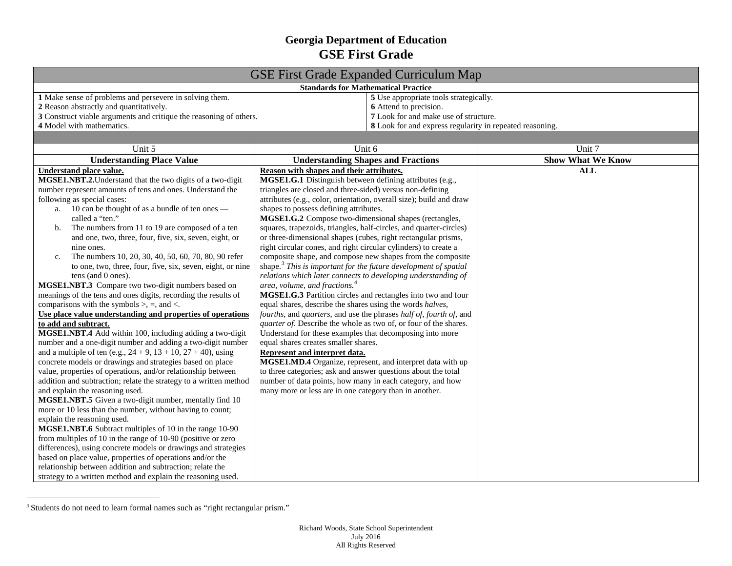# Georgia Department of Education
## GSE First Grade

| GSE First Grade Expanded Curriculum Map | |
|---|---|
| **Standards for Mathematical Practice** | |
| **1** Make sense of problems and persevere in solving them.<br>**2** Reason abstractly and quantitatively.<br>**3** Construct viable arguments and critique the reasoning of others.<br>**4** Model with mathematics. | **5** Use appropriate tools strategically.<br>**6** Attend to precision.<br>**7** Look for and make use of structure.<br>**8** Look for and express regularity in repeated reasoning. |

| Unit 5 | Unit 6 | Unit 7 |
|---|---|---|
| **Understanding Place Value** | **Understanding Shapes and Fractions** | **Show What We Know** |
| **Understand place value.**<br>**MGSE1.NBT.2.** Understand that the two digits of a two-digit number represent amounts of tens and ones. Understand the following as special cases:<br>a. 10 can be thought of as a bundle of ten ones — called a "ten."<br>b. The numbers from 11 to 19 are composed of a ten and one, two, three, four, five, six, seven, eight, or nine ones.<br>c. The numbers 10, 20, 30, 40, 50, 60, 70, 80, 90 refer to one, two, three, four, five, six, seven, eight, or nine tens (and 0 ones).<br>**MGSE1.NBT.3** Compare two two-digit numbers based on meanings of the tens and ones digits, recording the results of comparisons with the symbols >, =, and <.<br>**Use place value understanding and properties of operations to add and subtract.**<br>**MGSE1.NBT.4** Add within 100, including adding a two-digit number and a one-digit number and adding a two-digit number and a multiple of ten (e.g., 24 + 9, 13 + 10, 27 + 40), using concrete models or drawings and strategies based on place value, properties of operations, and/or relationship between addition and subtraction; relate the strategy to a written method and explain the reasoning used.<br>**MGSE1.NBT.5** Given a two-digit number, mentally find 10 more or 10 less than the number, without having to count; explain the reasoning used.<br>**MGSE1.NBT.6** Subtract multiples of 10 in the range 10-90 from multiples of 10 in the range of 10-90 (positive or zero differences), using concrete models or drawings and strategies based on place value, properties of operations and/or the relationship between addition and subtraction; relate the strategy to a written method and explain the reasoning used. | **Reason with shapes and their attributes.**<br>**MGSE1.G.1** Distinguish between defining attributes (e.g., triangles are closed and three-sided) versus non-defining attributes (e.g., color, orientation, overall size); build and draw shapes to possess defining attributes.<br>**MGSE1.G.2** Compose two-dimensional shapes (rectangles, squares, trapezoids, triangles, half-circles, and quarter-circles) or three-dimensional shapes (cubes, right rectangular prisms, right circular cones, and right circular cylinders) to create a composite shape, and compose new shapes from the composite shape.[3] *This is important for the future development of spatial relations which later connects to developing understanding of area, volume, and fractions.*[4]<br>**MGSE1.G.3** Partition circles and rectangles into two and four equal shares, describe the shares using the words *halves*, *fourths*, and *quarters*, and use the phrases *half of*, *fourth of*, and *quarter of*. Describe the whole as two of, or four of the shares. Understand for these examples that decomposing into more equal shares creates smaller shares.<br>**Represent and interpret data.**<br>**MGSE1.MD.4** Organize, represent, and interpret data with up to three categories; ask and answer questions about the total number of data points, how many in each category, and how many more or less are in one category than in another. | **ALL** |

[3] Students do not need to learn formal names such as "right rectangular prism."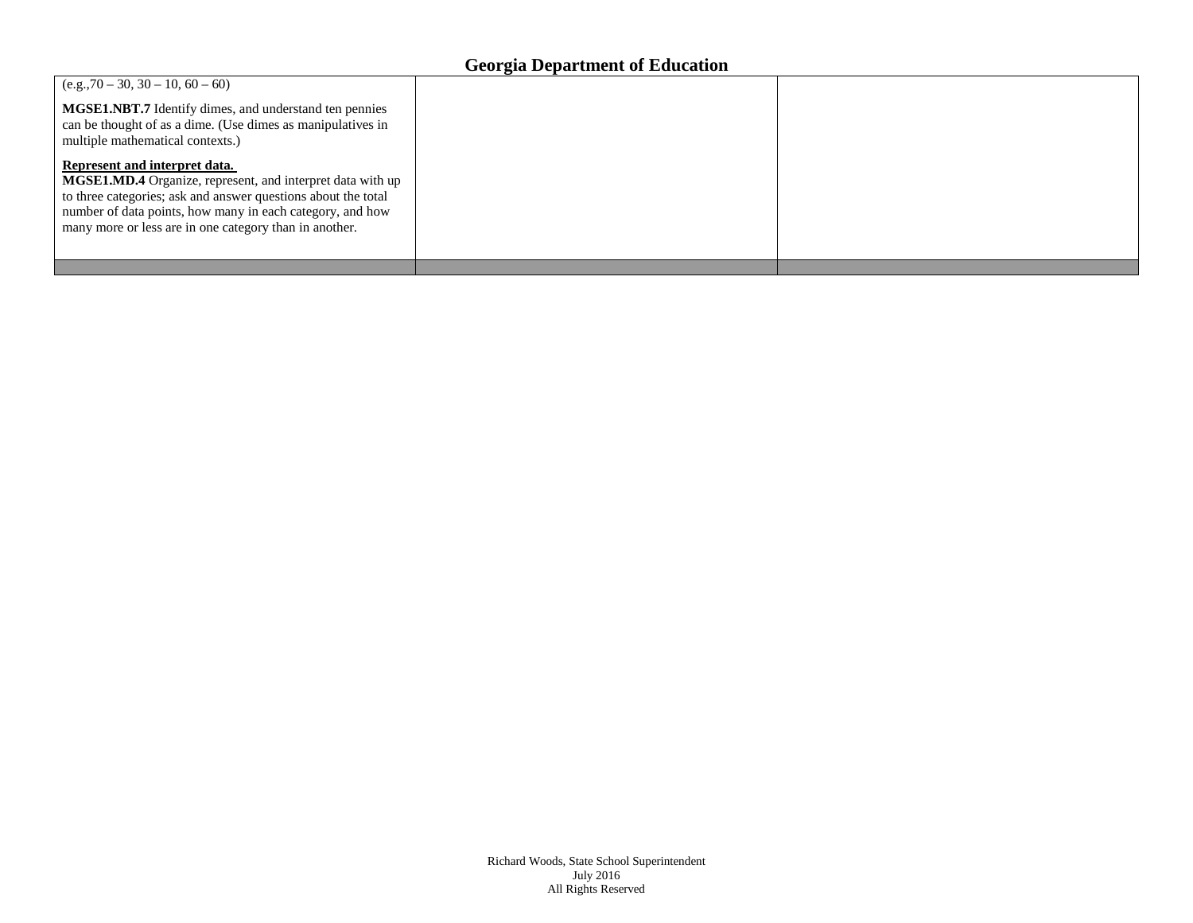| | | |
|---|---|---|
| (e.g.,70 – 30, 30 – 10, 60 – 60)<br><br>**MGSE1.NBT.7** Identify dimes, and understand ten pennies can be thought of as a dime. (Use dimes as manipulatives in multiple mathematical contexts.)<br><br>**Represent and interpret data.**<br>**MGSE1.MD.4** Organize, represent, and interpret data with up to three categories; ask and answer questions about the total number of data points, how many in each category, and how many more or less are in one category than in another. | | |
| | | |